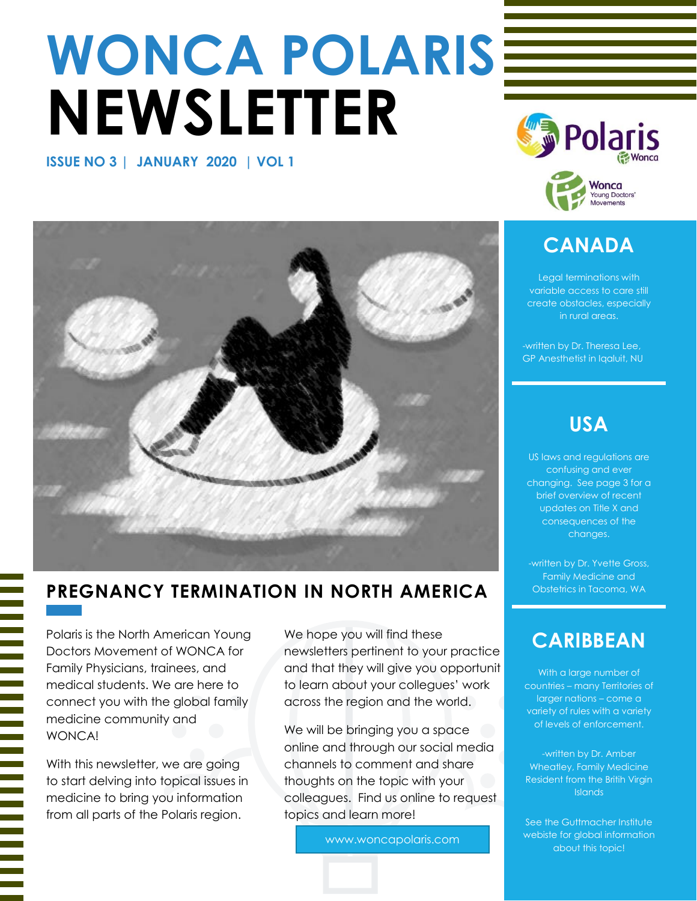# WONCA POLARIS NEWSLETTER

**ISSUE NO 3 | JANUARY 2020 | VOL 1**

## PREGNANCY TERMINATION IN NORTH AMERICA

Polaris is the North American Young Doctors Movement of WONCA for Family Physicians, trainees, and medical students. We are here to connect you with the global family medicine community and WONCA!

With this newsletter, we are going to start delving into topical issues in medicine to bring you information from all parts of the Polaris region.

We hope you will find these newsletters pertinent to your practice and that they will give you opportunit to learn about your collegues' work across the region and the world.

We will be bringing you a space online and through our social media channels to comment and share thoughts on the topic with your colleagues. Find us online to request topics and learn more!

www.woncapolaris.com

## CANADA

Legal terminations with variable access to care still create obstacles, especially in rural areas.

-written by Dr. Theresa Lee, GP Anesthetist in Iqaluit, NU

## USA

US laws and regulations are confusing and ever changing. See page 3 for a brief overview of recent updates on Title X and consequences of the changes.

-written by Dr. Yvette Gross, Family Medicine and Obstetrics in Tacoma, WA

## CARIBBEAN

With a large number of countries – many Territories of larger nations – come a variety of rules with a variety of levels of enforcement.

-written by Dr. Amber Wheatley, Family Medicine Resident from the Britih Virgin Islands

See the Guttmacher Institute webiste for global information about this topic!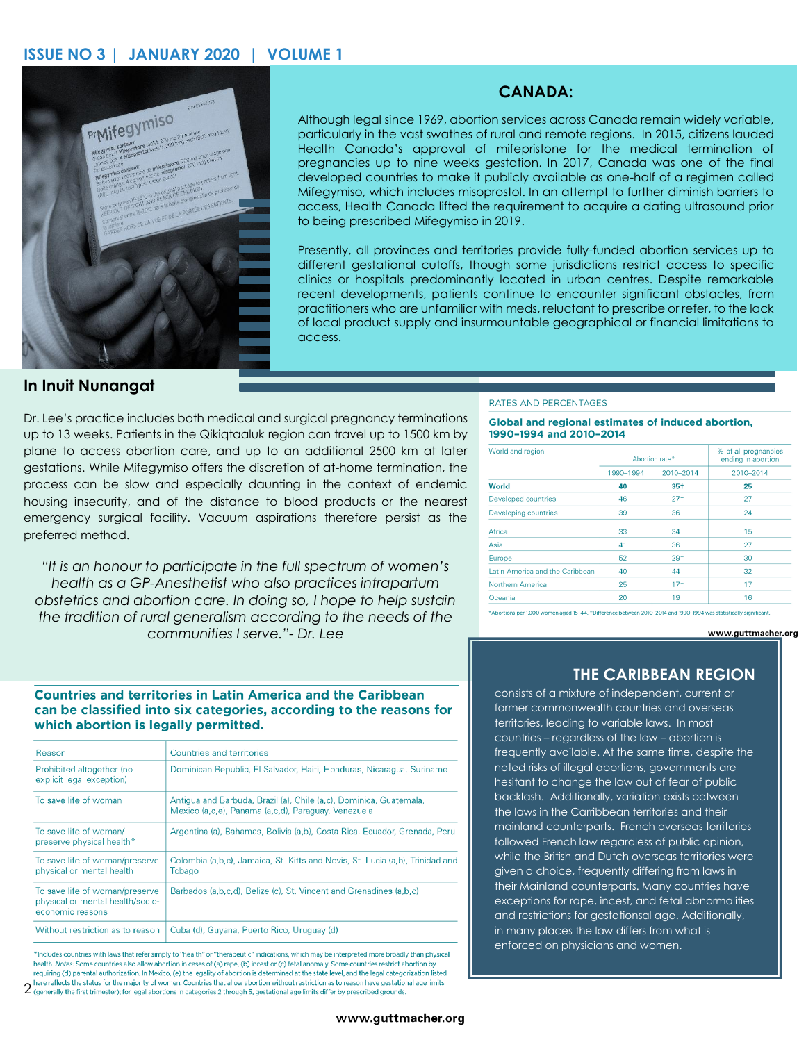## CANADA:

Although legal since 1969, abortion services across Canada remain widely variable, particularly in the vast swathes of rural and remote regions. In 2015, citizens lauded Health Canada's approval of mifepristone for the medical termination of pregnancies up to nine weeks gestation. In 2017, Canada was one of the final developed countries to make it publicly available as one-half of a regimen called Mifegymiso, which includes misoprostol. In an attempt to further diminish barriers to access, Health Canada lifted the requirement to acquire a dating ultrasound prior to being prescribed Mifegymiso in 2019.

Presently, all provinces and territories provide fully-funded abortion services up to different gestational cutoffs, though some jurisdictions restrict access to specific clinics or hospitals predominantly located in urban centres. Despite remarkable recent developments, patients continue to encounter significant obstacles, from practitioners who are unfamiliar with meds, reluctant to prescribe or refer, to the lack of local product supply and insurmountable geographical or financial limitations to access.

### In Inuit Nunangat

Dr. Lee's practice includes both medical and surgical pregnancy terminations up to 13 weeks. Patients in the Qikiqtaaluk region can travel up to 1500 km by plane to access abortion care, and up to an additional 2500 km at later gestations. While Mifegymiso offers the discretion of at-home termination, the process can be slow and especially daunting in the context of endemic housing insecurity, and of the distance to blood products or the nearest emergency surgical facility. Vacuum aspirations therefore persist as the preferred method.

*"It is an honour to participate in the full spectrum of women's health as a GP-Anesthetist who also practices intrapartum obstetrics and abortion care. In doing so, I hope to help sustain the tradition of rural generalism according to the needs of the communities I serve."- Dr. Lee*

RATES AND PERCENTAGES

**Global and regional estimates of induced abortion, 1990–1994 and 2010–2014**

| World and region | Abortion rate* | | % of all pregnancies ending in abortion |
|---|---|---|---|
| | 1990–1994 | 2010–2014 | 2010–2014 |
| **World** | **40** | **35†** | **25** |
| Developed countries | 46 | 27† | 27 |
| Developing countries | 39 | 36 | 24 |
| Africa | 33 | 34 | 15 |
| Asia | 41 | 36 | 27 |
| Europe | 52 | 29† | 30 |
| Latin America and the Caribbean | 40 | 44 | 32 |
| Northern America | 25 | 17† | 17 |
| Oceania | 20 | 19 | 16 |

*Abortions per 1,000 women aged 15–44. †Difference between 2010–2014 and 1990–1994 was statistically significant.

www.guttmacher.org

## THE CARIBBEAN REGION

consists of a mixture of independent, current or former commonwealth countries and overseas territories, leading to variable laws. In most countries – regardless of the law – abortion is frequently available. At the same time, despite the noted risks of illegal abortions, governments are hesitant to change the law out of fear of public backlash. Additionally, variation exists between the laws in the Carribbean territories and their mainland counterparts. French overseas territories followed French law regardless of public opinion, while the British and Dutch overseas territories were given a choice, frequently differing from laws in their Mainland counterparts. Many countries have exceptions for rape, incest, and fetal abnormalities and restrictions for gestatisonal age. Additionally, in many places the law differs from what is enforced on physicians and women.

**Countries and territories in Latin America and the Caribbean can be classified into six categories, according to the reasons for which abortion is legally permitted.**

| Reason | Countries and territories |
|---|---|
| Prohibited altogether (no explicit legal exception) | Dominican Republic, El Salvador, Haiti, Honduras, Nicaragua, Suriname |
| To save life of woman | Antigua and Barbuda, Brazil (a), Chile (a,c), Dominica, Guatemala, Mexico (a,c,e), Panama (a,c,d), Paraguay, Venezuela |
| To save life of woman/ preserve physical health* | Argentina (a), Bahamas, Bolivia (a,b), Costa Rica, Ecuador, Grenada, Peru |
| To save life of woman/preserve physical or mental health | Colombia (a,b,c), Jamaica, St. Kitts and Nevis, St. Lucia (a,b), Trinidad and Tobago |
| To save life of woman/preserve physical or mental health/socio-economic reasons | Barbados (a,b,c,d), Belize (c), St. Vincent and Grenadines (a,b,c) |
| Without restriction as to reason | Cuba (d), Guyana, Puerto Rico, Uruguay (d) |

*Includes countries with laws that refer simply to "health" or "therapeutic" indications, which may be interpreted more broadly than physical health. *Notes:* Some countries also allow abortion in cases of (a) rape, (b) incest or (c) fetal anomaly. Some countries restrict abortion by requiring (d) parental authorization. In Mexico, (e) the legality of abortion is determined at the state level, and the legal categorization listed here reflects the status for the majority of women. Countries that allow abortion without restriction as to reason have gestational age limits (generally the first trimester); for legal abortions in categories 2 through 5, gestational age limits differ by prescribed grounds.

www.guttmacher.org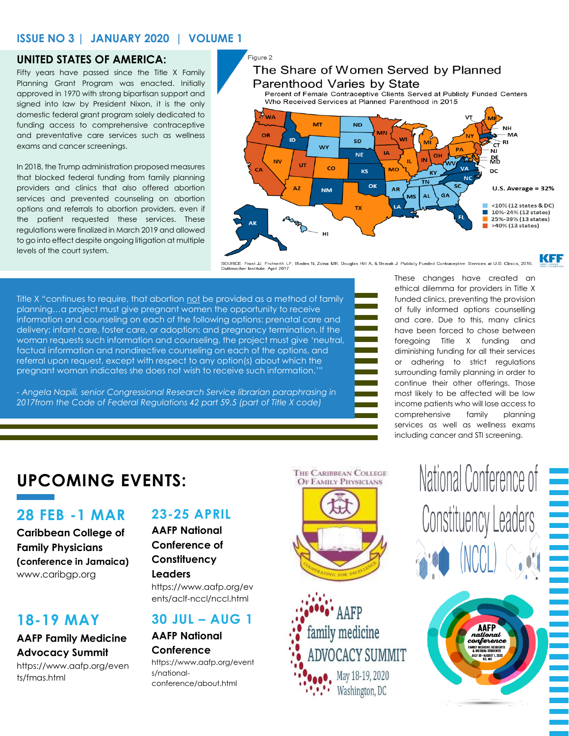## UNITED STATES OF AMERICA:

Fifty years have passed since the Title X Family Planning Grant Program was enacted. Initially approved in 1970 with strong bipartisan support and signed into law by President Nixon, it is the only domestic federal grant program solely dedicated to funding access to comprehensive contraceptive and preventative care services such as wellness exams and cancer screenings.

In 2018, the Trump administration proposed measures that blocked federal funding from family planning providers and clinics that also offered abortion services and prevented counseling on abortion options and referrals to abortion providers, even if the patient requested these services. These regulations were finalized in March 2019 and allowed to go into effect despite ongoing litigation at multiple levels of the court system.

Figure 2

The Share of Women Served by Planned Parenthood Varies by State

Percent of Female Contraceptive Clients Served at Publicly Funded Centers Who Received Services at Planned Parenthood in 2015

U.S. Average = 32%

<10% (12 states & DC)

10%-24% (12 states)

25%-39% (13 states)

>40% (13 states)

SOURCE: Frost JJ, Frohwirth LF, Blades N, Zolna MR, Douglas Hill A, & Bearak J. Publicly Funded Contraceptive Services at U.S. Clinics, 2015. Guttmacher Institute. April 2017.

KFF

Title X "continues to require, that abortion not be provided as a method of family planning…a project must give pregnant women the opportunity to receive information and counseling on each of the following options: prenatal care and delivery; infant care, foster care, or adoption; and pregnancy termination. If the woman requests such information and counseling, the project must give 'neutral, factual information and nondirective counseling on each of the options, and referral upon request, except with respect to any option(s) about which the pregnant woman indicates she does not wish to receive such information.'"

*- Angela Napili, senior Congressional Research Service librarian paraphrasing in 2017from the Code of Federal Regulations 42 part 59.5 (part of Title X code)*

These changes have created an ethical dilemma for providers in Title X funded clinics, preventing the provision of fully informed options counselling and care. Due to this, many clinics have been forced to chose between foregoing Title X funding and diminishing funding for all their services or adhering to strict regulations surrounding family planning in order to continue their other offerings. Those most likely to be affected will be low income patients who will lose access to comprehensive family planning services as well as wellness exams including cancer and STI screening.

## UPCOMING EVENTS:

### 28 FEB -1 MAR

**Caribbean College of Family Physicians (conference in Jamaica)**
www.caribgp.org

### 18-19 MAY

**AAFP Family Medicine Advocacy Summit**
https://www.aafp.org/events/fmas.html

### 23-25 APRIL

**AAFP National Conference of Constituency Leaders**
https://www.aafp.org/events/aclf-nccl/nccl.html

### 30 JUL – AUG 1

**AAFP National Conference**
https://www.aafp.org/events/national-conference/about.html